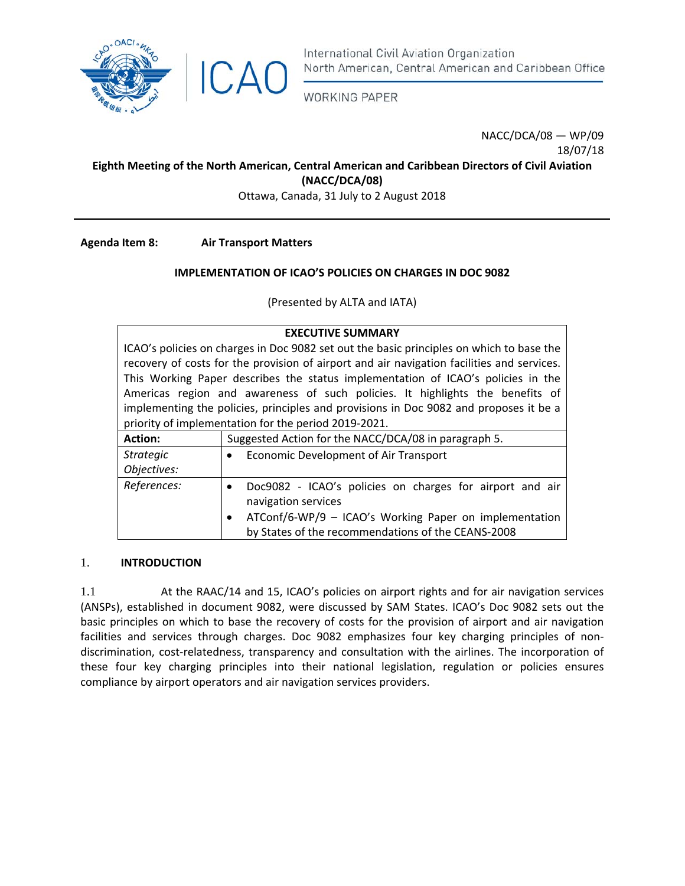International Civil Aviation Organization
North American, Central American and Caribbean Office

WORKING PAPER

NACC/DCA/08 — WP/09
18/07/18

**Eighth Meeting of the North American, Central American and Caribbean Directors of Civil Aviation (NACC/DCA/08)**

Ottawa, Canada, 31 July to 2 August 2018

**Agenda Item 8: Air Transport Matters**

**IMPLEMENTATION OF ICAO'S POLICIES ON CHARGES IN DOC 9082**

(Presented by ALTA and IATA)

| **EXECUTIVE SUMMARY** | |
|---|---|
| ICAO's policies on charges in Doc 9082 set out the basic principles on which to base the recovery of costs for the provision of airport and air navigation facilities and services. This Working Paper describes the status implementation of ICAO's policies in the Americas region and awareness of such policies. It highlights the benefits of implementing the policies, principles and provisions in Doc 9082 and proposes it be a priority of implementation for the period 2019-2021. | |
| **Action:** | Suggested Action for the NACC/DCA/08 in paragraph 5. |
| *Strategic Objectives:* | • Economic Development of Air Transport |
| *References:* | • Doc9082 - ICAO's policies on charges for airport and air navigation services<br>• ATConf/6-WP/9 – ICAO's Working Paper on implementation by States of the recommendations of the CEANS-2008 |

## 1. INTRODUCTION

1.1 At the RAAC/14 and 15, ICAO's policies on airport rights and for air navigation services (ANSPs), established in document 9082, were discussed by SAM States. ICAO's Doc 9082 sets out the basic principles on which to base the recovery of costs for the provision of airport and air navigation facilities and services through charges. Doc 9082 emphasizes four key charging principles of non-discrimination, cost-relatedness, transparency and consultation with the airlines. The incorporation of these four key charging principles into their national legislation, regulation or policies ensures compliance by airport operators and air navigation services providers.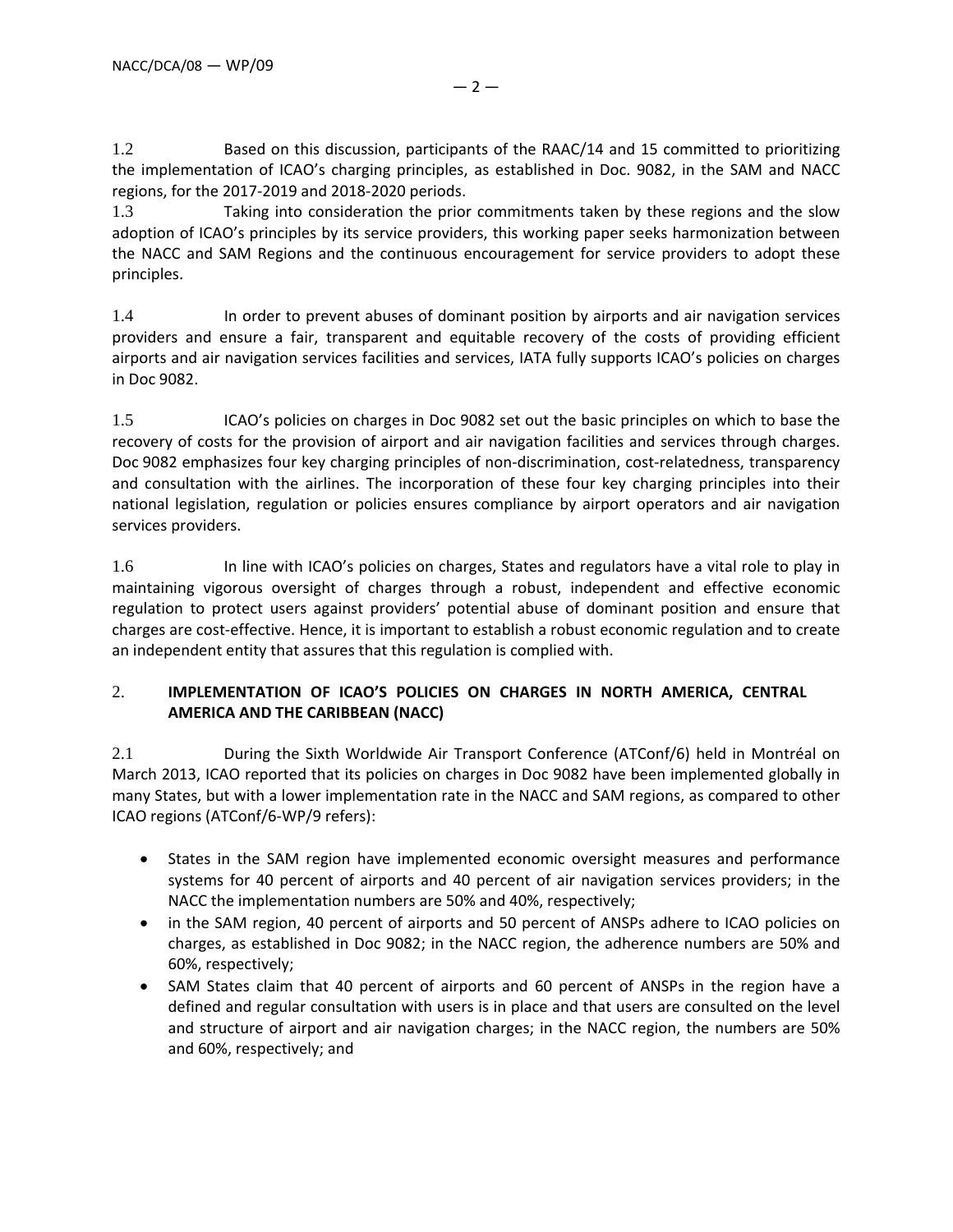1.2 Based on this discussion, participants of the RAAC/14 and 15 committed to prioritizing the implementation of ICAO's charging principles, as established in Doc. 9082, in the SAM and NACC regions, for the 2017-2019 and 2018-2020 periods.

1.3 Taking into consideration the prior commitments taken by these regions and the slow adoption of ICAO's principles by its service providers, this working paper seeks harmonization between the NACC and SAM Regions and the continuous encouragement for service providers to adopt these principles.

1.4 In order to prevent abuses of dominant position by airports and air navigation services providers and ensure a fair, transparent and equitable recovery of the costs of providing efficient airports and air navigation services facilities and services, IATA fully supports ICAO's policies on charges in Doc 9082.

1.5 ICAO's policies on charges in Doc 9082 set out the basic principles on which to base the recovery of costs for the provision of airport and air navigation facilities and services through charges. Doc 9082 emphasizes four key charging principles of non-discrimination, cost-relatedness, transparency and consultation with the airlines. The incorporation of these four key charging principles into their national legislation, regulation or policies ensures compliance by airport operators and air navigation services providers.

1.6 In line with ICAO's policies on charges, States and regulators have a vital role to play in maintaining vigorous oversight of charges through a robust, independent and effective economic regulation to protect users against providers' potential abuse of dominant position and ensure that charges are cost-effective. Hence, it is important to establish a robust economic regulation and to create an independent entity that assures that this regulation is complied with.

## 2. IMPLEMENTATION OF ICAO'S POLICIES ON CHARGES IN NORTH AMERICA, CENTRAL AMERICA AND THE CARIBBEAN (NACC)

2.1 During the Sixth Worldwide Air Transport Conference (ATConf/6) held in Montréal on March 2013, ICAO reported that its policies on charges in Doc 9082 have been implemented globally in many States, but with a lower implementation rate in the NACC and SAM regions, as compared to other ICAO regions (ATConf/6-WP/9 refers):

- States in the SAM region have implemented economic oversight measures and performance systems for 40 percent of airports and 40 percent of air navigation services providers; in the NACC the implementation numbers are 50% and 40%, respectively;
- in the SAM region, 40 percent of airports and 50 percent of ANSPs adhere to ICAO policies on charges, as established in Doc 9082; in the NACC region, the adherence numbers are 50% and 60%, respectively;
- SAM States claim that 40 percent of airports and 60 percent of ANSPs in the region have a defined and regular consultation with users is in place and that users are consulted on the level and structure of airport and air navigation charges; in the NACC region, the numbers are 50% and 60%, respectively; and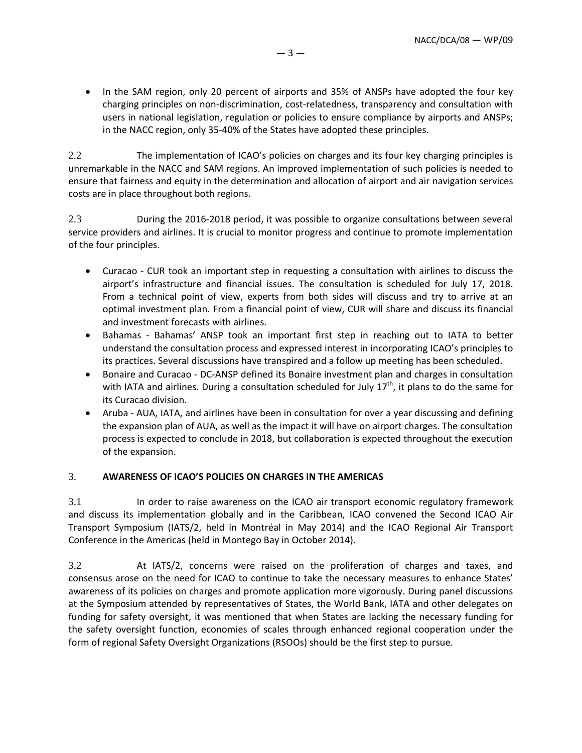- In the SAM region, only 20 percent of airports and 35% of ANSPs have adopted the four key charging principles on non-discrimination, cost-relatedness, transparency and consultation with users in national legislation, regulation or policies to ensure compliance by airports and ANSPs; in the NACC region, only 35-40% of the States have adopted these principles.

2.2 The implementation of ICAO's policies on charges and its four key charging principles is unremarkable in the NACC and SAM regions. An improved implementation of such policies is needed to ensure that fairness and equity in the determination and allocation of airport and air navigation services costs are in place throughout both regions.

2.3 During the 2016-2018 period, it was possible to organize consultations between several service providers and airlines. It is crucial to monitor progress and continue to promote implementation of the four principles.

- Curacao - CUR took an important step in requesting a consultation with airlines to discuss the airport's infrastructure and financial issues. The consultation is scheduled for July 17, 2018. From a technical point of view, experts from both sides will discuss and try to arrive at an optimal investment plan. From a financial point of view, CUR will share and discuss its financial and investment forecasts with airlines.
- Bahamas - Bahamas' ANSP took an important first step in reaching out to IATA to better understand the consultation process and expressed interest in incorporating ICAO's principles to its practices. Several discussions have transpired and a follow up meeting has been scheduled.
- Bonaire and Curacao - DC-ANSP defined its Bonaire investment plan and charges in consultation with IATA and airlines. During a consultation scheduled for July 17th, it plans to do the same for its Curacao division.
- Aruba - AUA, IATA, and airlines have been in consultation for over a year discussing and defining the expansion plan of AUA, as well as the impact it will have on airport charges. The consultation process is expected to conclude in 2018, but collaboration is expected throughout the execution of the expansion.

## 3. AWARENESS OF ICAO'S POLICIES ON CHARGES IN THE AMERICAS

3.1 In order to raise awareness on the ICAO air transport economic regulatory framework and discuss its implementation globally and in the Caribbean, ICAO convened the Second ICAO Air Transport Symposium (IATS/2, held in Montréal in May 2014) and the ICAO Regional Air Transport Conference in the Americas (held in Montego Bay in October 2014).

3.2 At IATS/2, concerns were raised on the proliferation of charges and taxes, and consensus arose on the need for ICAO to continue to take the necessary measures to enhance States' awareness of its policies on charges and promote application more vigorously. During panel discussions at the Symposium attended by representatives of States, the World Bank, IATA and other delegates on funding for safety oversight, it was mentioned that when States are lacking the necessary funding for the safety oversight function, economies of scales through enhanced regional cooperation under the form of regional Safety Oversight Organizations (RSOOs) should be the first step to pursue.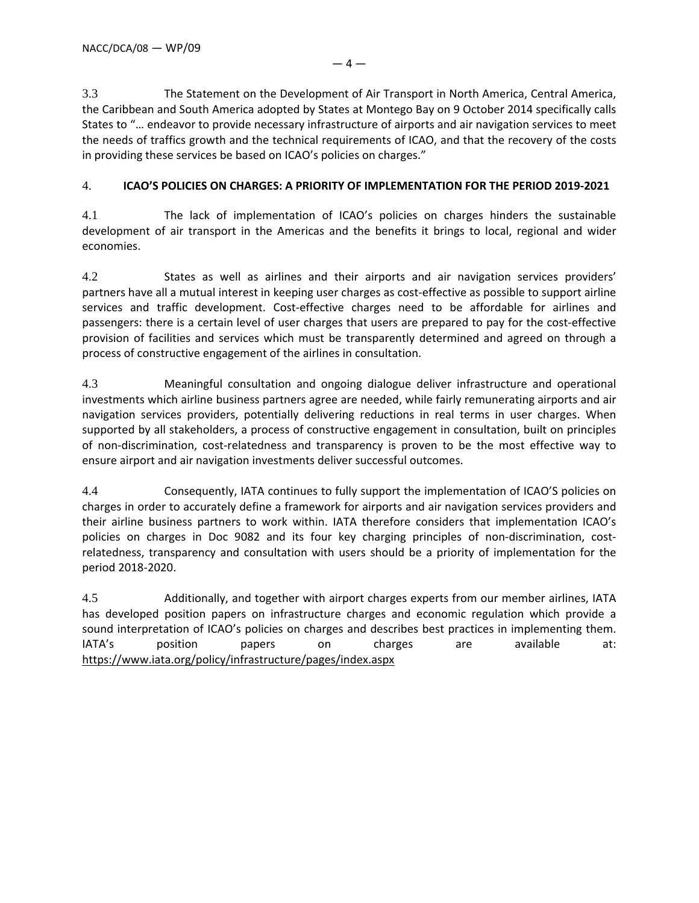3.3 The Statement on the Development of Air Transport in North America, Central America, the Caribbean and South America adopted by States at Montego Bay on 9 October 2014 specifically calls States to "… endeavor to provide necessary infrastructure of airports and air navigation services to meet the needs of traffics growth and the technical requirements of ICAO, and that the recovery of the costs in providing these services be based on ICAO's policies on charges."

## 4. ICAO'S POLICIES ON CHARGES: A PRIORITY OF IMPLEMENTATION FOR THE PERIOD 2019-2021

4.1 The lack of implementation of ICAO's policies on charges hinders the sustainable development of air transport in the Americas and the benefits it brings to local, regional and wider economies.

4.2 States as well as airlines and their airports and air navigation services providers' partners have all a mutual interest in keeping user charges as cost-effective as possible to support airline services and traffic development. Cost-effective charges need to be affordable for airlines and passengers: there is a certain level of user charges that users are prepared to pay for the cost-effective provision of facilities and services which must be transparently determined and agreed on through a process of constructive engagement of the airlines in consultation.

4.3 Meaningful consultation and ongoing dialogue deliver infrastructure and operational investments which airline business partners agree are needed, while fairly remunerating airports and air navigation services providers, potentially delivering reductions in real terms in user charges. When supported by all stakeholders, a process of constructive engagement in consultation, built on principles of non-discrimination, cost-relatedness and transparency is proven to be the most effective way to ensure airport and air navigation investments deliver successful outcomes.

4.4 Consequently, IATA continues to fully support the implementation of ICAO'S policies on charges in order to accurately define a framework for airports and air navigation services providers and their airline business partners to work within. IATA therefore considers that implementation ICAO's policies on charges in Doc 9082 and its four key charging principles of non-discrimination, cost-relatedness, transparency and consultation with users should be a priority of implementation for the period 2018-2020.

4.5 Additionally, and together with airport charges experts from our member airlines, IATA has developed position papers on infrastructure charges and economic regulation which provide a sound interpretation of ICAO's policies on charges and describes best practices in implementing them. IATA's position papers on charges are available at: https://www.iata.org/policy/infrastructure/pages/index.aspx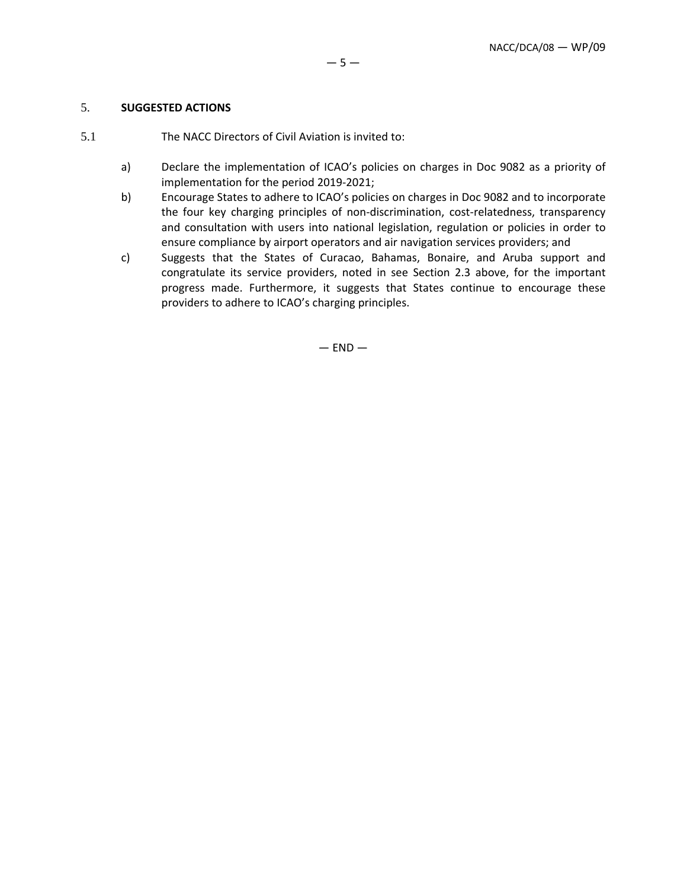## 5. SUGGESTED ACTIONS

5.1 The NACC Directors of Civil Aviation is invited to:

a) Declare the implementation of ICAO's policies on charges in Doc 9082 as a priority of implementation for the period 2019-2021;

b) Encourage States to adhere to ICAO's policies on charges in Doc 9082 and to incorporate the four key charging principles of non-discrimination, cost-relatedness, transparency and consultation with users into national legislation, regulation or policies in order to ensure compliance by airport operators and air navigation services providers; and

c) Suggests that the States of Curacao, Bahamas, Bonaire, and Aruba support and congratulate its service providers, noted in see Section 2.3 above, for the important progress made. Furthermore, it suggests that States continue to encourage these providers to adhere to ICAO's charging principles.

— END —